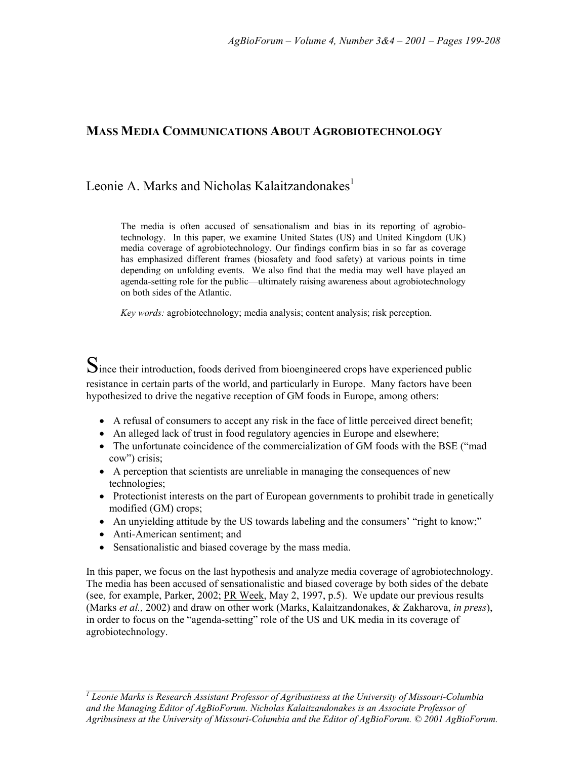# Mass Media Communications About Agrobiotechnology

Leonie A. Marks and Nicholas Kalaitzandonakes[1]

> The media is often accused of sensationalism and bias in its reporting of agrobiotechnology. In this paper, we examine United States (US) and United Kingdom (UK) media coverage of agrobiotechnology. Our findings confirm bias in so far as coverage has emphasized different frames (biosafety and food safety) at various points in time depending on unfolding events. We also find that the media may well have played an agenda-setting role for the public—ultimately raising awareness about agrobiotechnology on both sides of the Atlantic.
>
> *Key words:* agrobiotechnology; media analysis; content analysis; risk perception.

Since their introduction, foods derived from bioengineered crops have experienced public resistance in certain parts of the world, and particularly in Europe. Many factors have been hypothesized to drive the negative reception of GM foods in Europe, among others:

- A refusal of consumers to accept any risk in the face of little perceived direct benefit;
- An alleged lack of trust in food regulatory agencies in Europe and elsewhere;
- The unfortunate coincidence of the commercialization of GM foods with the BSE ("mad cow") crisis;
- A perception that scientists are unreliable in managing the consequences of new technologies;
- Protectionist interests on the part of European governments to prohibit trade in genetically modified (GM) crops;
- An unyielding attitude by the US towards labeling and the consumers' "right to know;"
- Anti-American sentiment; and
- Sensationalistic and biased coverage by the mass media.

In this paper, we focus on the last hypothesis and analyze media coverage of agrobiotechnology. The media has been accused of sensationalistic and biased coverage by both sides of the debate (see, for example, Parker, 2002; PR Week, May 2, 1997, p.5). We update our previous results (Marks *et al.,* 2002) and draw on other work (Marks, Kalaitzandonakes, & Zakharova, *in press*), in order to focus on the "agenda-setting" role of the US and UK media in its coverage of agrobiotechnology.

---

*[1] Leonie Marks is Research Assistant Professor of Agribusiness at the University of Missouri-Columbia and the Managing Editor of AgBioForum. Nicholas Kalaitzandonakes is an Associate Professor of Agribusiness at the University of Missouri-Columbia and the Editor of AgBioForum. © 2001 AgBioForum.*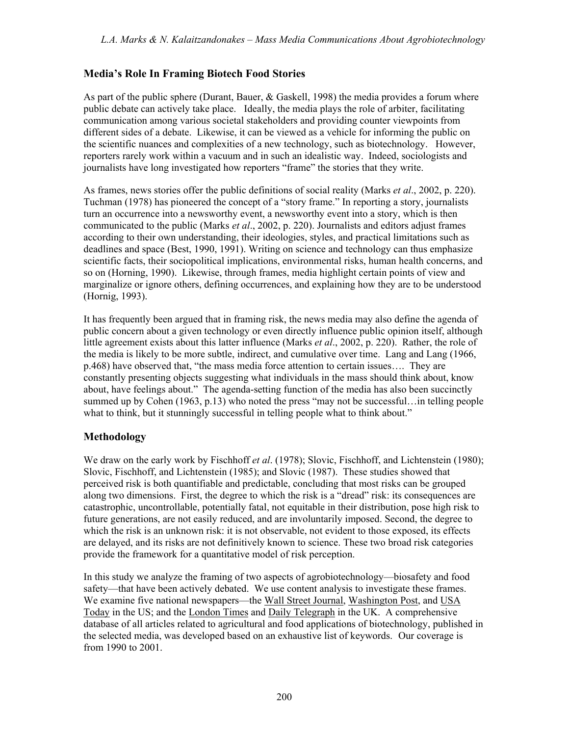## Media's Role In Framing Biotech Food Stories

As part of the public sphere (Durant, Bauer, & Gaskell, 1998) the media provides a forum where public debate can actively take place. Ideally, the media plays the role of arbiter, facilitating communication among various societal stakeholders and providing counter viewpoints from different sides of a debate. Likewise, it can be viewed as a vehicle for informing the public on the scientific nuances and complexities of a new technology, such as biotechnology. However, reporters rarely work within a vacuum and in such an idealistic way. Indeed, sociologists and journalists have long investigated how reporters "frame" the stories that they write.

As frames, news stories offer the public definitions of social reality (Marks *et al*., 2002, p. 220). Tuchman (1978) has pioneered the concept of a "story frame." In reporting a story, journalists turn an occurrence into a newsworthy event, a newsworthy event into a story, which is then communicated to the public (Marks *et al*., 2002, p. 220). Journalists and editors adjust frames according to their own understanding, their ideologies, styles, and practical limitations such as deadlines and space (Best, 1990, 1991). Writing on science and technology can thus emphasize scientific facts, their sociopolitical implications, environmental risks, human health concerns, and so on (Horning, 1990). Likewise, through frames, media highlight certain points of view and marginalize or ignore others, defining occurrences, and explaining how they are to be understood (Hornig, 1993).

It has frequently been argued that in framing risk, the news media may also define the agenda of public concern about a given technology or even directly influence public opinion itself, although little agreement exists about this latter influence (Marks *et al*., 2002, p. 220). Rather, the role of the media is likely to be more subtle, indirect, and cumulative over time. Lang and Lang (1966, p.468) have observed that, "the mass media force attention to certain issues…. They are constantly presenting objects suggesting what individuals in the mass should think about, know about, have feelings about." The agenda-setting function of the media has also been succinctly summed up by Cohen (1963, p.13) who noted the press "may not be successful…in telling people what to think, but it stunningly successful in telling people what to think about."

## Methodology

We draw on the early work by Fischhoff *et al*. (1978); Slovic, Fischhoff, and Lichtenstein (1980); Slovic, Fischhoff, and Lichtenstein (1985); and Slovic (1987). These studies showed that perceived risk is both quantifiable and predictable, concluding that most risks can be grouped along two dimensions. First, the degree to which the risk is a "dread" risk: its consequences are catastrophic, uncontrollable, potentially fatal, not equitable in their distribution, pose high risk to future generations, are not easily reduced, and are involuntarily imposed. Second, the degree to which the risk is an unknown risk: it is not observable, not evident to those exposed, its effects are delayed, and its risks are not definitively known to science. These two broad risk categories provide the framework for a quantitative model of risk perception.

In this study we analyze the framing of two aspects of agrobiotechnology—biosafety and food safety—that have been actively debated. We use content analysis to investigate these frames. We examine five national newspapers—the Wall Street Journal, Washington Post, and USA Today in the US; and the London Times and Daily Telegraph in the UK. A comprehensive database of all articles related to agricultural and food applications of biotechnology, published in the selected media, was developed based on an exhaustive list of keywords. Our coverage is from 1990 to 2001.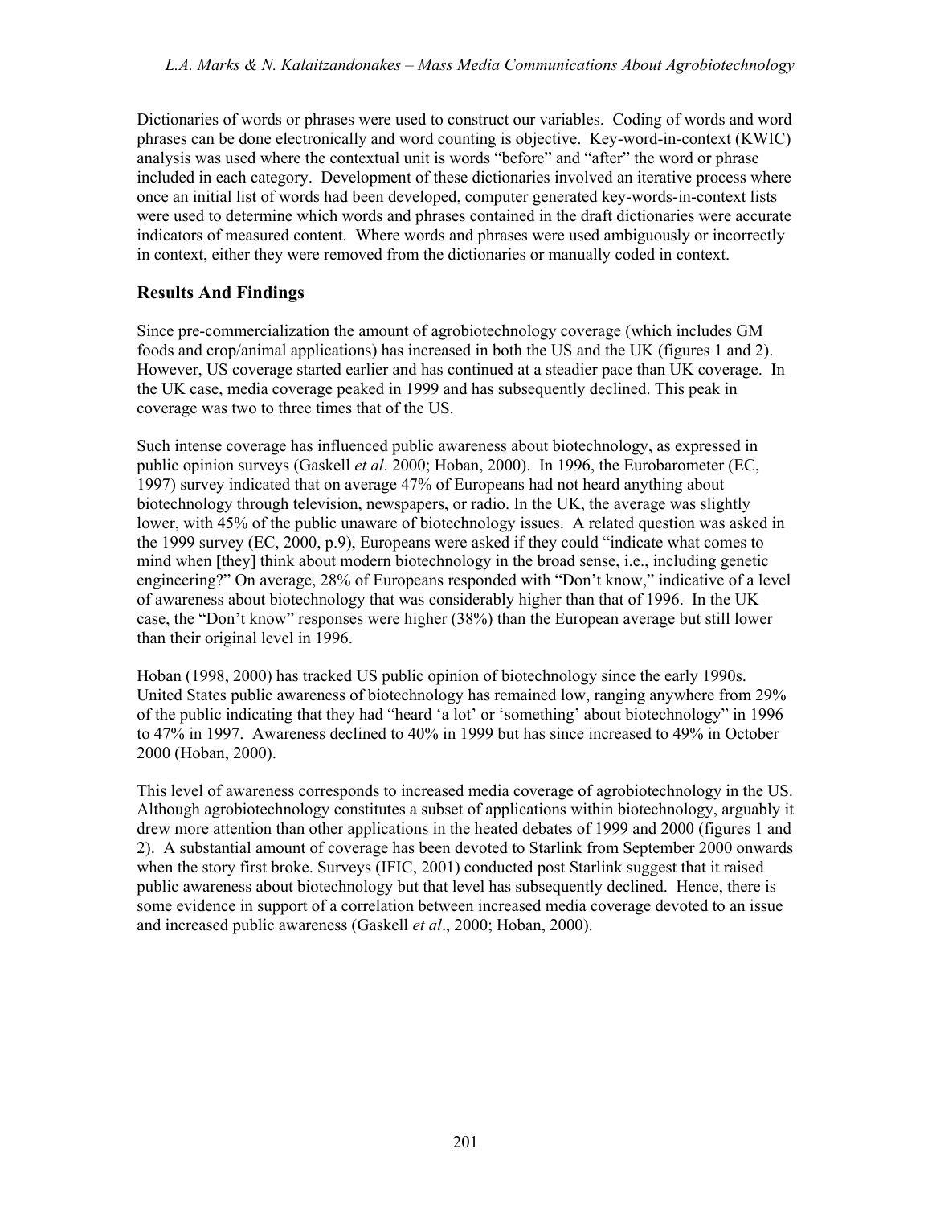Dictionaries of words or phrases were used to construct our variables. Coding of words and word phrases can be done electronically and word counting is objective. Key-word-in-context (KWIC) analysis was used where the contextual unit is words "before" and "after" the word or phrase included in each category. Development of these dictionaries involved an iterative process where once an initial list of words had been developed, computer generated key-words-in-context lists were used to determine which words and phrases contained in the draft dictionaries were accurate indicators of measured content. Where words and phrases were used ambiguously or incorrectly in context, either they were removed from the dictionaries or manually coded in context.

## Results And Findings

Since pre-commercialization the amount of agrobiotechnology coverage (which includes GM foods and crop/animal applications) has increased in both the US and the UK (figures 1 and 2). However, US coverage started earlier and has continued at a steadier pace than UK coverage. In the UK case, media coverage peaked in 1999 and has subsequently declined. This peak in coverage was two to three times that of the US.

Such intense coverage has influenced public awareness about biotechnology, as expressed in public opinion surveys (Gaskell *et al*. 2000; Hoban, 2000). In 1996, the Eurobarometer (EC, 1997) survey indicated that on average 47% of Europeans had not heard anything about biotechnology through television, newspapers, or radio. In the UK, the average was slightly lower, with 45% of the public unaware of biotechnology issues. A related question was asked in the 1999 survey (EC, 2000, p.9), Europeans were asked if they could "indicate what comes to mind when [they] think about modern biotechnology in the broad sense, i.e., including genetic engineering?" On average, 28% of Europeans responded with "Don't know," indicative of a level of awareness about biotechnology that was considerably higher than that of 1996. In the UK case, the "Don't know" responses were higher (38%) than the European average but still lower than their original level in 1996.

Hoban (1998, 2000) has tracked US public opinion of biotechnology since the early 1990s. United States public awareness of biotechnology has remained low, ranging anywhere from 29% of the public indicating that they had "heard 'a lot' or 'something' about biotechnology" in 1996 to 47% in 1997. Awareness declined to 40% in 1999 but has since increased to 49% in October 2000 (Hoban, 2000).

This level of awareness corresponds to increased media coverage of agrobiotechnology in the US. Although agrobiotechnology constitutes a subset of applications within biotechnology, arguably it drew more attention than other applications in the heated debates of 1999 and 2000 (figures 1 and 2). A substantial amount of coverage has been devoted to Starlink from September 2000 onwards when the story first broke. Surveys (IFIC, 2001) conducted post Starlink suggest that it raised public awareness about biotechnology but that level has subsequently declined. Hence, there is some evidence in support of a correlation between increased media coverage devoted to an issue and increased public awareness (Gaskell *et al*., 2000; Hoban, 2000).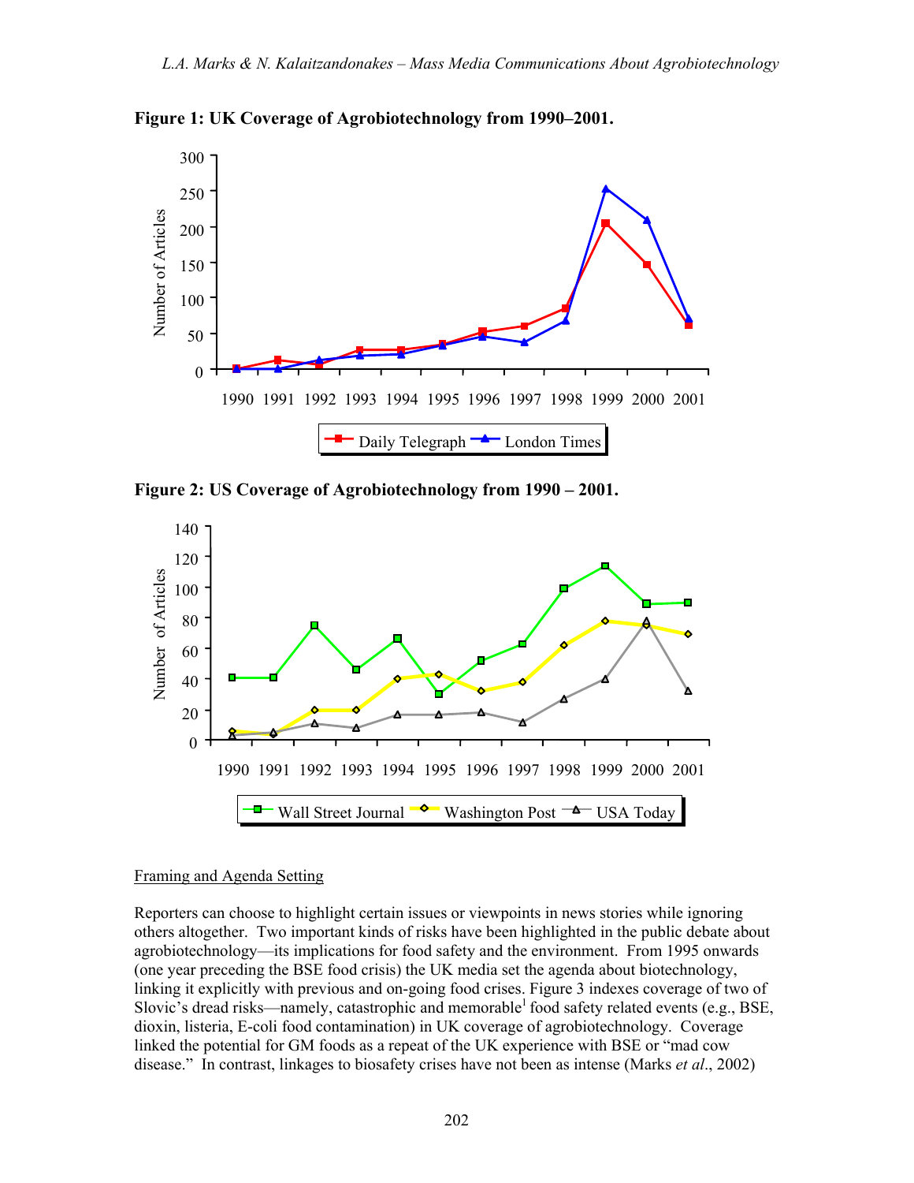**Figure 1: UK Coverage of Agrobiotechnology from 1990–2001.**

**Figure 2: US Coverage of Agrobiotechnology from 1990 – 2001.**

Framing and Agenda Setting

Reporters can choose to highlight certain issues or viewpoints in news stories while ignoring others altogether. Two important kinds of risks have been highlighted in the public debate about agrobiotechnology—its implications for food safety and the environment. From 1995 onwards (one year preceding the BSE food crisis) the UK media set the agenda about biotechnology, linking it explicitly with previous and on-going food crises. Figure 3 indexes coverage of two of Slovic's dread risks—namely, catastrophic and memorable[1] food safety related events (e.g., BSE, dioxin, listeria, E-coli food contamination) in UK coverage of agrobiotechnology. Coverage linked the potential for GM foods as a repeat of the UK experience with BSE or "mad cow disease." In contrast, linkages to biosafety crises have not been as intense (Marks *et al*., 2002)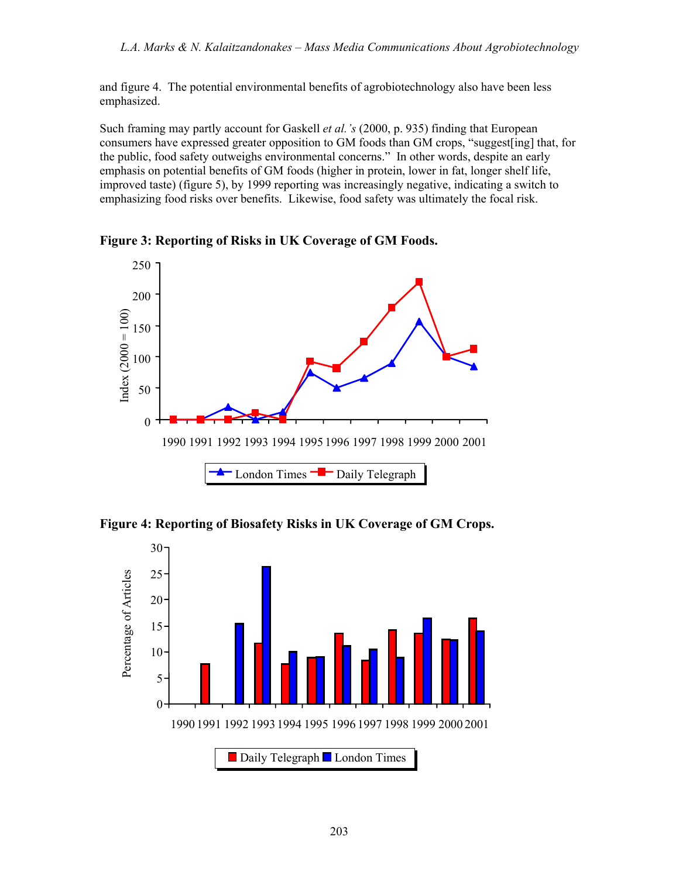and figure 4. The potential environmental benefits of agrobiotechnology also have been less emphasized.

Such framing may partly account for Gaskell *et al.'s* (2000, p. 935) finding that European consumers have expressed greater opposition to GM foods than GM crops, "suggest[ing] that, for the public, food safety outweighs environmental concerns." In other words, despite an early emphasis on potential benefits of GM foods (higher in protein, lower in fat, longer shelf life, improved taste) (figure 5), by 1999 reporting was increasingly negative, indicating a switch to emphasizing food risks over benefits. Likewise, food safety was ultimately the focal risk.

**Figure 3: Reporting of Risks in UK Coverage of GM Foods.**

**Figure 4: Reporting of Biosafety Risks in UK Coverage of GM Crops.**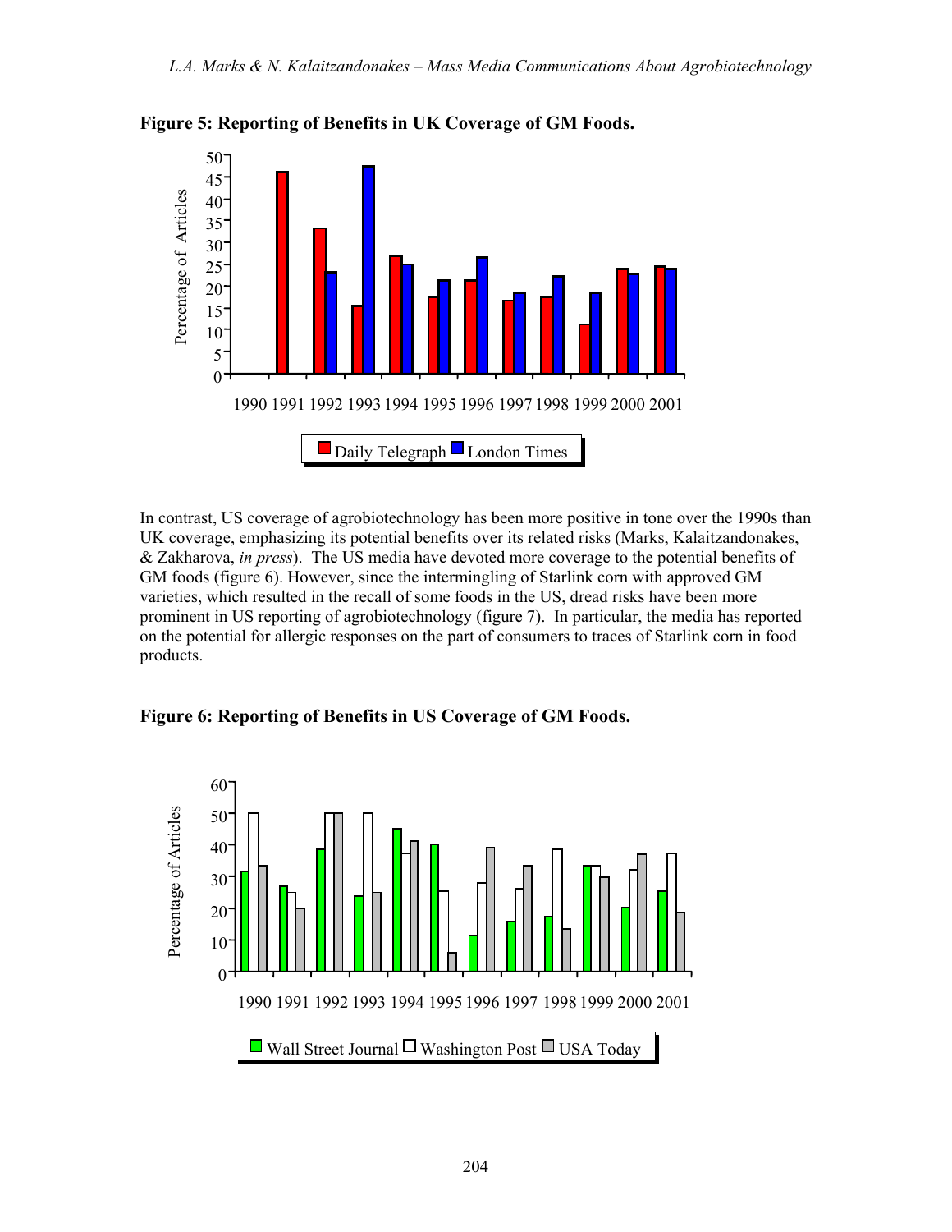**Figure 5: Reporting of Benefits in UK Coverage of GM Foods.**

In contrast, US coverage of agrobiotechnology has been more positive in tone over the 1990s than UK coverage, emphasizing its potential benefits over its related risks (Marks, Kalaitzandonakes, & Zakharova, *in press*). The US media have devoted more coverage to the potential benefits of GM foods (figure 6). However, since the intermingling of Starlink corn with approved GM varieties, which resulted in the recall of some foods in the US, dread risks have been more prominent in US reporting of agrobiotechnology (figure 7). In particular, the media has reported on the potential for allergic responses on the part of consumers to traces of Starlink corn in food products.

**Figure 6: Reporting of Benefits in US Coverage of GM Foods.**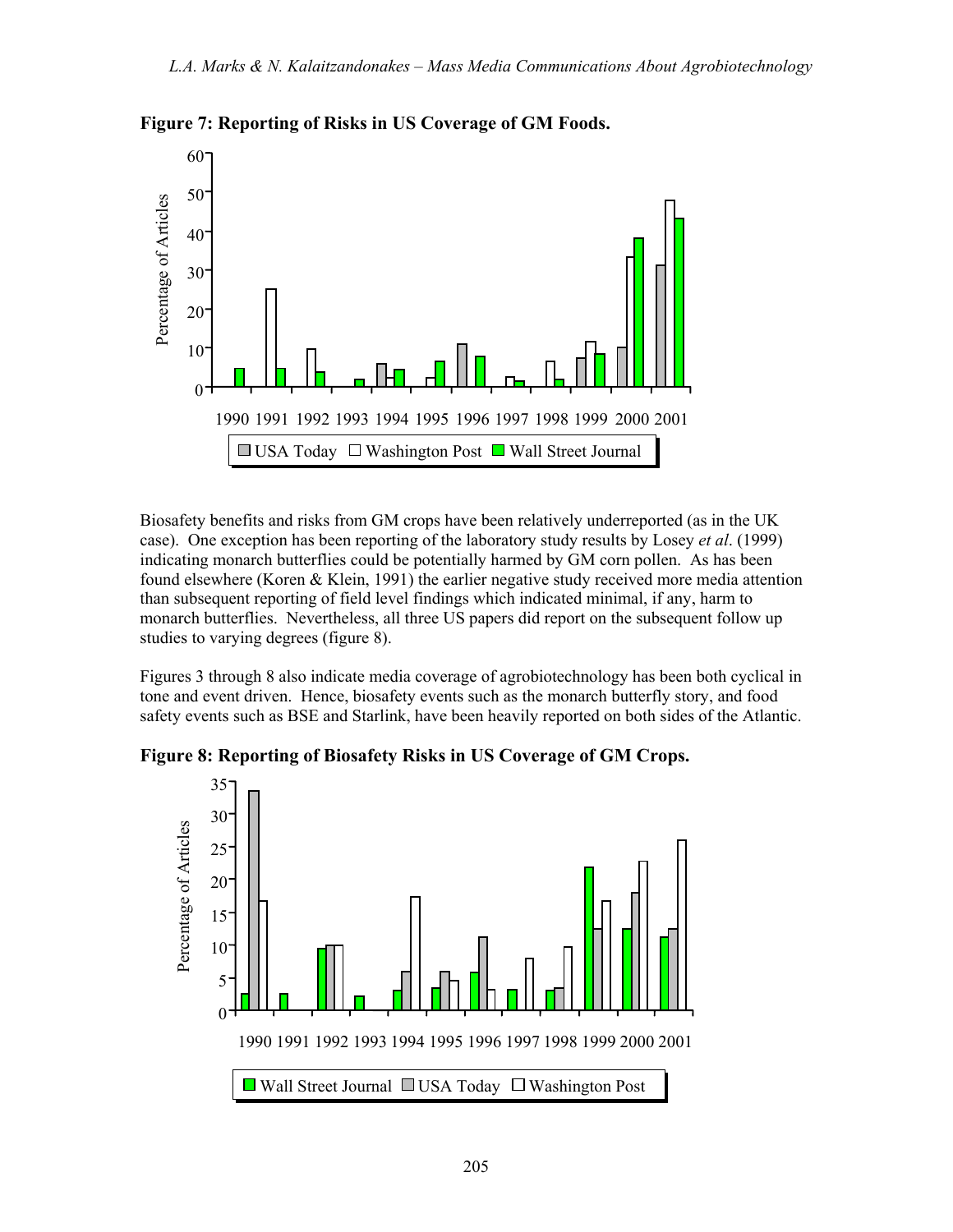**Figure 7: Reporting of Risks in US Coverage of GM Foods.**

Biosafety benefits and risks from GM crops have been relatively underreported (as in the UK case). One exception has been reporting of the laboratory study results by Losey *et al*. (1999) indicating monarch butterflies could be potentially harmed by GM corn pollen. As has been found elsewhere (Koren & Klein, 1991) the earlier negative study received more media attention than subsequent reporting of field level findings which indicated minimal, if any, harm to monarch butterflies. Nevertheless, all three US papers did report on the subsequent follow up studies to varying degrees (figure 8).

Figures 3 through 8 also indicate media coverage of agrobiotechnology has been both cyclical in tone and event driven. Hence, biosafety events such as the monarch butterfly story, and food safety events such as BSE and Starlink, have been heavily reported on both sides of the Atlantic.

**Figure 8: Reporting of Biosafety Risks in US Coverage of GM Crops.**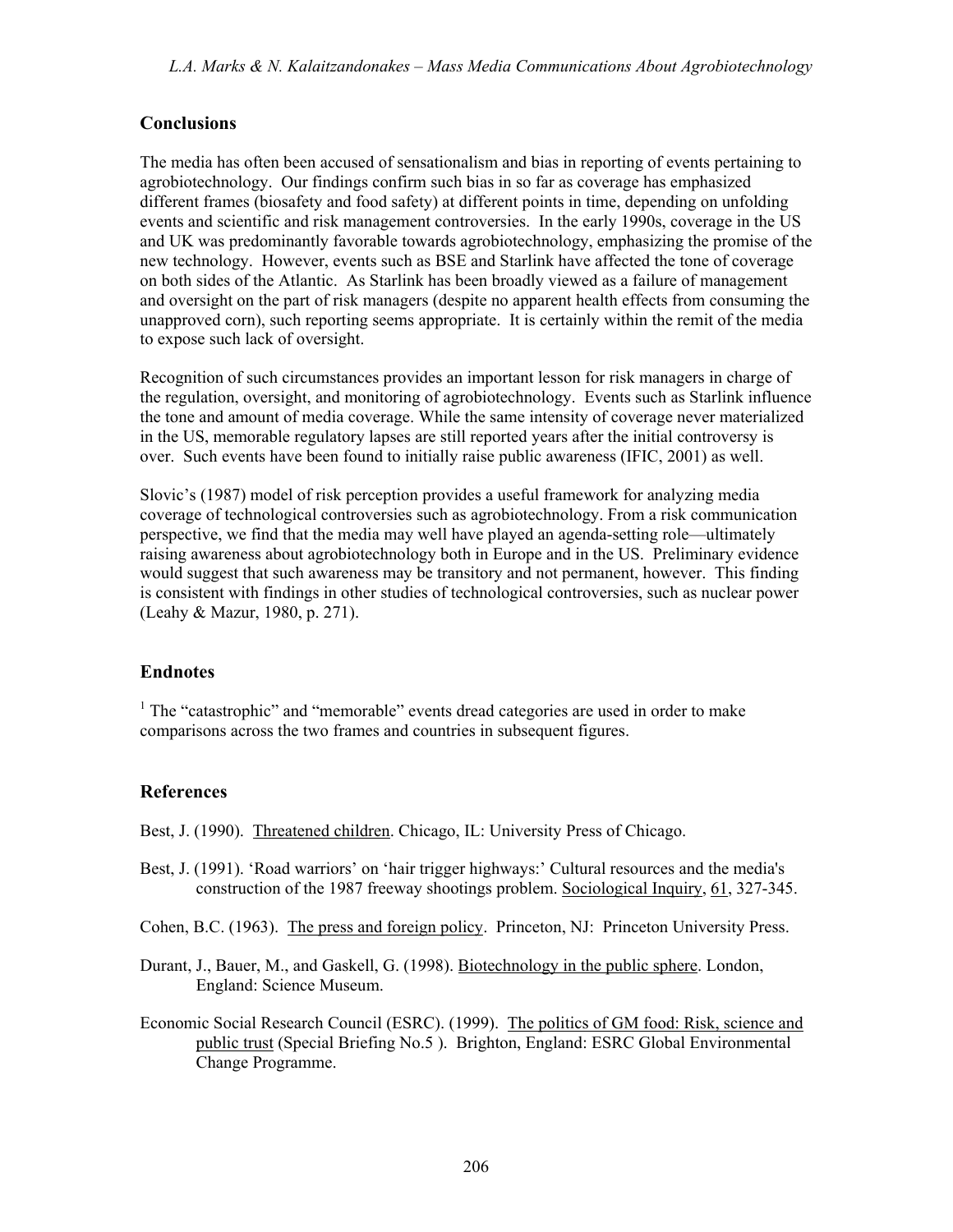## Conclusions

The media has often been accused of sensationalism and bias in reporting of events pertaining to agrobiotechnology. Our findings confirm such bias in so far as coverage has emphasized different frames (biosafety and food safety) at different points in time, depending on unfolding events and scientific and risk management controversies. In the early 1990s, coverage in the US and UK was predominantly favorable towards agrobiotechnology, emphasizing the promise of the new technology. However, events such as BSE and Starlink have affected the tone of coverage on both sides of the Atlantic. As Starlink has been broadly viewed as a failure of management and oversight on the part of risk managers (despite no apparent health effects from consuming the unapproved corn), such reporting seems appropriate. It is certainly within the remit of the media to expose such lack of oversight.

Recognition of such circumstances provides an important lesson for risk managers in charge of the regulation, oversight, and monitoring of agrobiotechnology. Events such as Starlink influence the tone and amount of media coverage. While the same intensity of coverage never materialized in the US, memorable regulatory lapses are still reported years after the initial controversy is over. Such events have been found to initially raise public awareness (IFIC, 2001) as well.

Slovic's (1987) model of risk perception provides a useful framework for analyzing media coverage of technological controversies such as agrobiotechnology. From a risk communication perspective, we find that the media may well have played an agenda-setting role—ultimately raising awareness about agrobiotechnology both in Europe and in the US. Preliminary evidence would suggest that such awareness may be transitory and not permanent, however. This finding is consistent with findings in other studies of technological controversies, such as nuclear power (Leahy & Mazur, 1980, p. 271).

## Endnotes

[1] The "catastrophic" and "memorable" events dread categories are used in order to make comparisons across the two frames and countries in subsequent figures.

## References

Best, J. (1990). Threatened children. Chicago, IL: University Press of Chicago.

Best, J. (1991). 'Road warriors' on 'hair trigger highways:' Cultural resources and the media's construction of the 1987 freeway shootings problem. Sociological Inquiry, 61, 327-345.

Cohen, B.C. (1963). The press and foreign policy. Princeton, NJ: Princeton University Press.

Durant, J., Bauer, M., and Gaskell, G. (1998). Biotechnology in the public sphere. London, England: Science Museum.

Economic Social Research Council (ESRC). (1999). The politics of GM food: Risk, science and public trust (Special Briefing No.5 ). Brighton, England: ESRC Global Environmental Change Programme.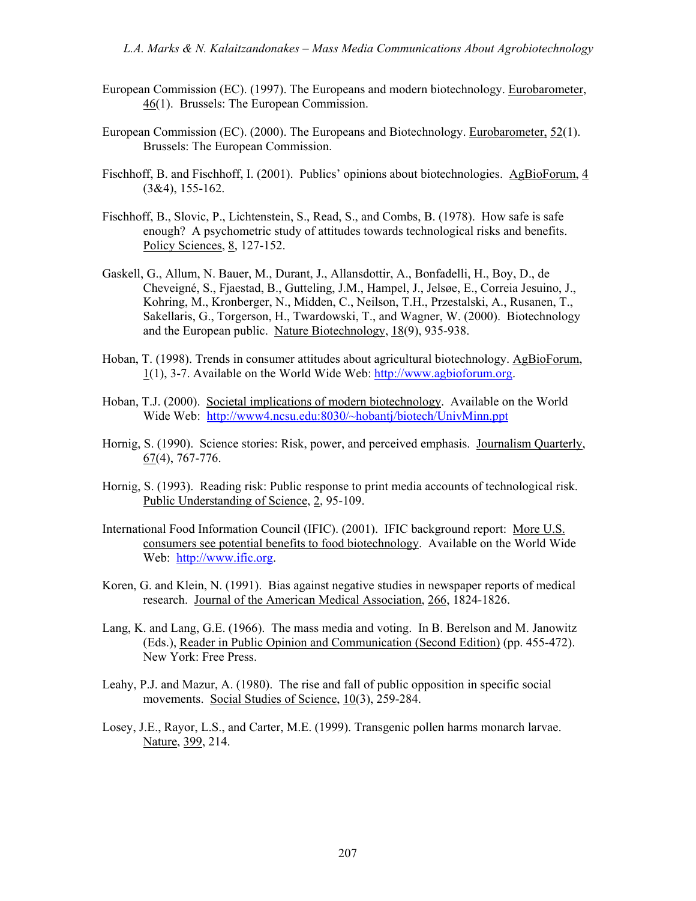European Commission (EC). (1997). The Europeans and modern biotechnology. Eurobarometer, 46(1). Brussels: The European Commission.

European Commission (EC). (2000). The Europeans and Biotechnology. Eurobarometer, 52(1). Brussels: The European Commission.

Fischhoff, B. and Fischhoff, I. (2001). Publics' opinions about biotechnologies. AgBioForum, 4 (3&4), 155-162.

Fischhoff, B., Slovic, P., Lichtenstein, S., Read, S., and Combs, B. (1978). How safe is safe enough? A psychometric study of attitudes towards technological risks and benefits. Policy Sciences, 8, 127-152.

Gaskell, G., Allum, N. Bauer, M., Durant, J., Allansdottir, A., Bonfadelli, H., Boy, D., de Cheveigné, S., Fjaestad, B., Gutteling, J.M., Hampel, J., Jelsøe, E., Correia Jesuino, J., Kohring, M., Kronberger, N., Midden, C., Neilson, T.H., Przestalski, A., Rusanen, T., Sakellaris, G., Torgerson, H., Twardowski, T., and Wagner, W. (2000). Biotechnology and the European public. Nature Biotechnology, 18(9), 935-938.

Hoban, T. (1998). Trends in consumer attitudes about agricultural biotechnology. AgBioForum, 1(1), 3-7. Available on the World Wide Web: http://www.agbioforum.org.

Hoban, T.J. (2000). Societal implications of modern biotechnology. Available on the World Wide Web: http://www4.ncsu.edu:8030/~hobantj/biotech/UnivMinn.ppt

Hornig, S. (1990). Science stories: Risk, power, and perceived emphasis. Journalism Quarterly, 67(4), 767-776.

Hornig, S. (1993). Reading risk: Public response to print media accounts of technological risk. Public Understanding of Science, 2, 95-109.

International Food Information Council (IFIC). (2001). IFIC background report: More U.S. consumers see potential benefits to food biotechnology. Available on the World Wide Web: http://www.ific.org.

Koren, G. and Klein, N. (1991). Bias against negative studies in newspaper reports of medical research. Journal of the American Medical Association, 266, 1824-1826.

Lang, K. and Lang, G.E. (1966). The mass media and voting. In B. Berelson and M. Janowitz (Eds.), Reader in Public Opinion and Communication (Second Edition) (pp. 455-472). New York: Free Press.

Leahy, P.J. and Mazur, A. (1980). The rise and fall of public opposition in specific social movements. Social Studies of Science, 10(3), 259-284.

Losey, J.E., Rayor, L.S., and Carter, M.E. (1999). Transgenic pollen harms monarch larvae. Nature, 399, 214.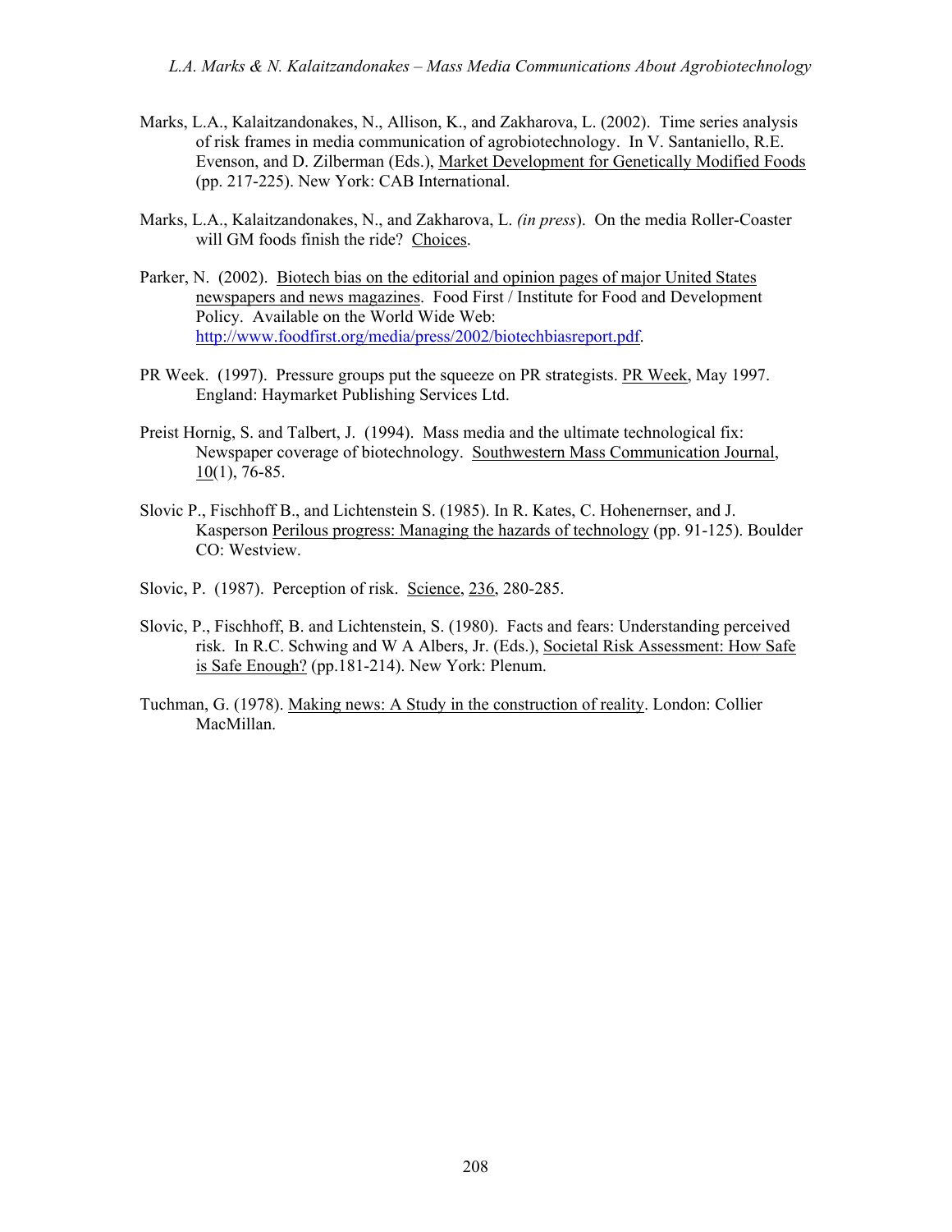Marks, L.A., Kalaitzandonakes, N., Allison, K., and Zakharova, L. (2002). Time series analysis of risk frames in media communication of agrobiotechnology. In V. Santaniello, R.E. Evenson, and D. Zilberman (Eds.), Market Development for Genetically Modified Foods (pp. 217-225). New York: CAB International.

Marks, L.A., Kalaitzandonakes, N., and Zakharova, L. *(in press)*. On the media Roller-Coaster will GM foods finish the ride? Choices.

Parker, N. (2002). Biotech bias on the editorial and opinion pages of major United States newspapers and news magazines. Food First / Institute for Food and Development Policy. Available on the World Wide Web: http://www.foodfirst.org/media/press/2002/biotechbiasreport.pdf.

PR Week. (1997). Pressure groups put the squeeze on PR strategists. PR Week, May 1997. England: Haymarket Publishing Services Ltd.

Preist Hornig, S. and Talbert, J. (1994). Mass media and the ultimate technological fix: Newspaper coverage of biotechnology. Southwestern Mass Communication Journal, 10(1), 76-85.

Slovic P., Fischhoff B., and Lichtenstein S. (1985). In R. Kates, C. Hohenernser, and J. Kasperson Perilous progress: Managing the hazards of technology (pp. 91-125). Boulder CO: Westview.

Slovic, P. (1987). Perception of risk. Science, 236, 280-285.

Slovic, P., Fischhoff, B. and Lichtenstein, S. (1980). Facts and fears: Understanding perceived risk. In R.C. Schwing and W A Albers, Jr. (Eds.), Societal Risk Assessment: How Safe is Safe Enough? (pp.181-214). New York: Plenum.

Tuchman, G. (1978). Making news: A Study in the construction of reality. London: Collier MacMillan.